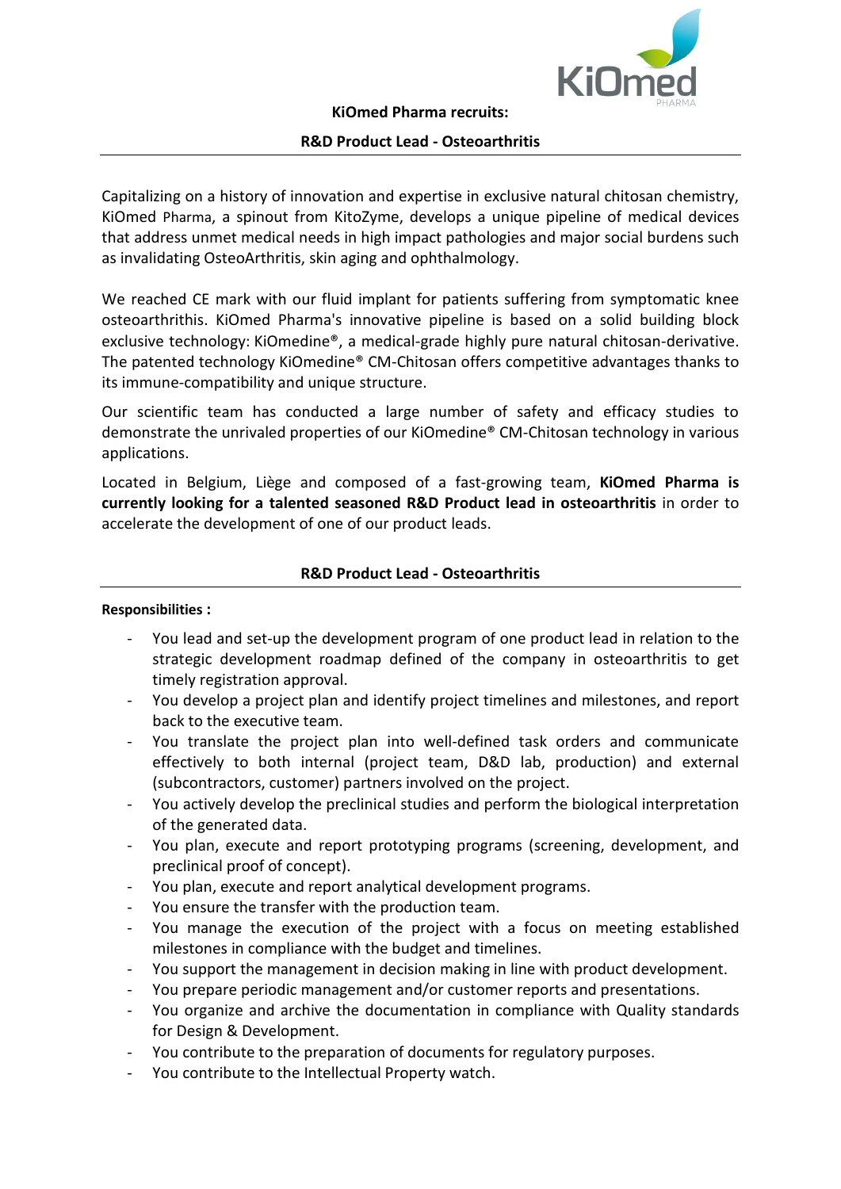**KiOmed Pharma recruits:**

## R&D Product Lead - Osteoarthritis

Capitalizing on a history of innovation and expertise in exclusive natural chitosan chemistry, KiOmed Pharma, a spinout from KitoZyme, develops a unique pipeline of medical devices that address unmet medical needs in high impact pathologies and major social burdens such as invalidating OsteoArthritis, skin aging and ophthalmology.

We reached CE mark with our fluid implant for patients suffering from symptomatic knee osteoarthrithis. KiOmed Pharma's innovative pipeline is based on a solid building block exclusive technology: KiOmedine®, a medical-grade highly pure natural chitosan-derivative. The patented technology KiOmedine® CM-Chitosan offers competitive advantages thanks to its immune-compatibility and unique structure.

Our scientific team has conducted a large number of safety and efficacy studies to demonstrate the unrivaled properties of our KiOmedine® CM-Chitosan technology in various applications.

Located in Belgium, Liège and composed of a fast-growing team, **KiOmed Pharma is currently looking for a talented seasoned R&D Product lead in osteoarthritis** in order to accelerate the development of one of our product leads.

## R&D Product Lead - Osteoarthritis

**Responsibilities :**

- You lead and set-up the development program of one product lead in relation to the strategic development roadmap defined of the company in osteoarthritis to get timely registration approval.
- You develop a project plan and identify project timelines and milestones, and report back to the executive team.
- You translate the project plan into well-defined task orders and communicate effectively to both internal (project team, D&D lab, production) and external (subcontractors, customer) partners involved on the project.
- You actively develop the preclinical studies and perform the biological interpretation of the generated data.
- You plan, execute and report prototyping programs (screening, development, and preclinical proof of concept).
- You plan, execute and report analytical development programs.
- You ensure the transfer with the production team.
- You manage the execution of the project with a focus on meeting established milestones in compliance with the budget and timelines.
- You support the management in decision making in line with product development.
- You prepare periodic management and/or customer reports and presentations.
- You organize and archive the documentation in compliance with Quality standards for Design & Development.
- You contribute to the preparation of documents for regulatory purposes.
- You contribute to the Intellectual Property watch.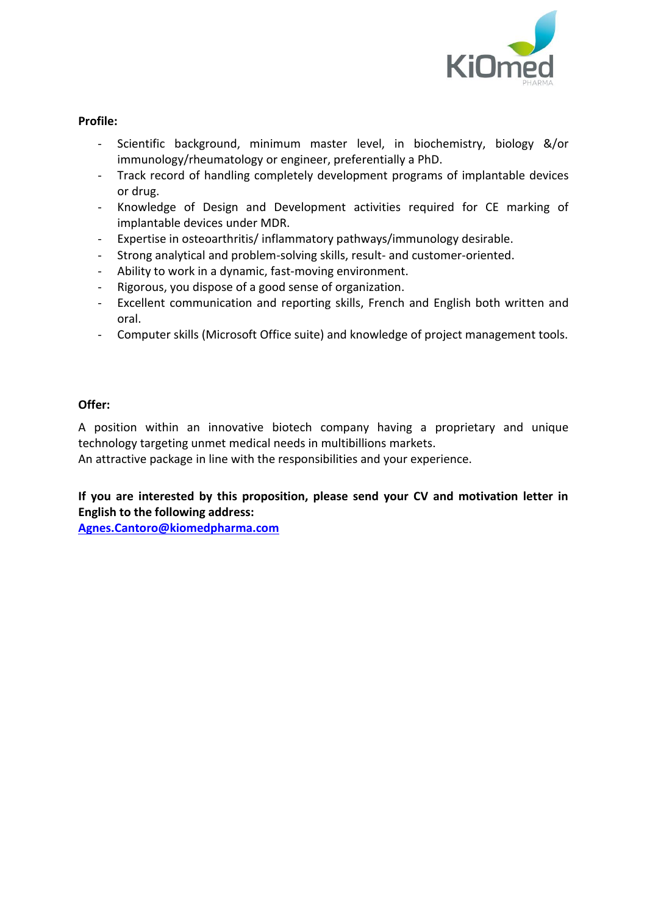**Profile:**

- Scientific background, minimum master level, in biochemistry, biology &/or immunology/rheumatology or engineer, preferentially a PhD.
- Track record of handling completely development programs of implantable devices or drug.
- Knowledge of Design and Development activities required for CE marking of implantable devices under MDR.
- Expertise in osteoarthritis/ inflammatory pathways/immunology desirable.
- Strong analytical and problem-solving skills, result- and customer-oriented.
- Ability to work in a dynamic, fast-moving environment.
- Rigorous, you dispose of a good sense of organization.
- Excellent communication and reporting skills, French and English both written and oral.
- Computer skills (Microsoft Office suite) and knowledge of project management tools.

**Offer:**

A position within an innovative biotech company having a proprietary and unique technology targeting unmet medical needs in multibillions markets.
An attractive package in line with the responsibilities and your experience.

**If you are interested by this proposition, please send your CV and motivation letter in English to the following address:**
**Agnes.Cantoro@kiomedpharma.com**